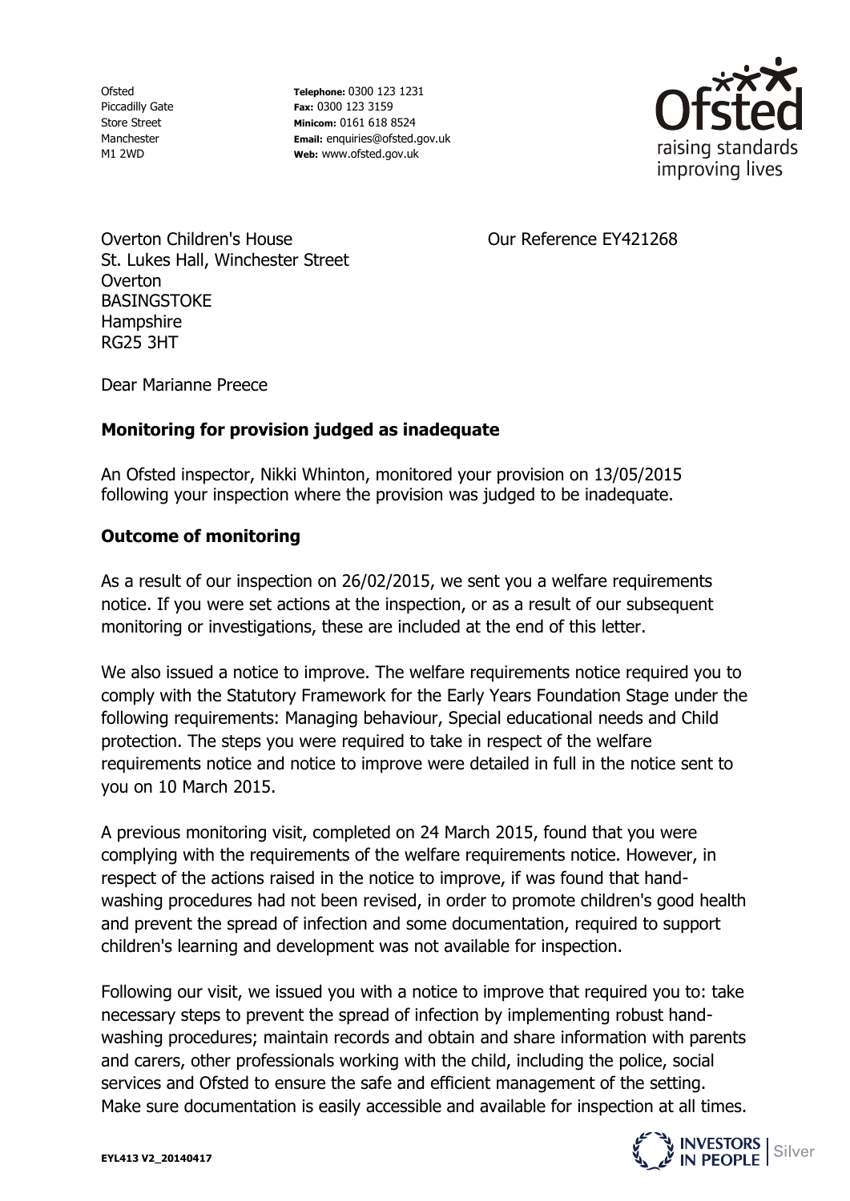Ofsted
Piccadilly Gate
Store Street
Manchester
M1 2WD

**Telephone:** 0300 123 1231
**Fax:** 0300 123 3159
**Minicom:** 0161 618 8524
**Email:** enquiries@ofsted.gov.uk
**Web:** www.ofsted.gov.uk

Overton Children's House
St. Lukes Hall, Winchester Street
Overton
BASINGSTOKE
Hampshire
RG25 3HT

Our Reference EY421268

Dear Marianne Preece

## Monitoring for provision judged as inadequate

An Ofsted inspector, Nikki Whinton, monitored your provision on 13/05/2015 following your inspection where the provision was judged to be inadequate.

## Outcome of monitoring

As a result of our inspection on 26/02/2015, we sent you a welfare requirements notice. If you were set actions at the inspection, or as a result of our subsequent monitoring or investigations, these are included at the end of this letter.

We also issued a notice to improve. The welfare requirements notice required you to comply with the Statutory Framework for the Early Years Foundation Stage under the following requirements: Managing behaviour, Special educational needs and Child protection. The steps you were required to take in respect of the welfare requirements notice and notice to improve were detailed in full in the notice sent to you on 10 March 2015.

A previous monitoring visit, completed on 24 March 2015, found that you were complying with the requirements of the welfare requirements notice. However, in respect of the actions raised in the notice to improve, if was found that hand-washing procedures had not been revised, in order to promote children's good health and prevent the spread of infection and some documentation, required to support children's learning and development was not available for inspection.

Following our visit, we issued you with a notice to improve that required you to: take necessary steps to prevent the spread of infection by implementing robust hand-washing procedures; maintain records and obtain and share information with parents and carers, other professionals working with the child, including the police, social services and Ofsted to ensure the safe and efficient management of the setting. Make sure documentation is easily accessible and available for inspection at all times.

EYL413 V2_20140417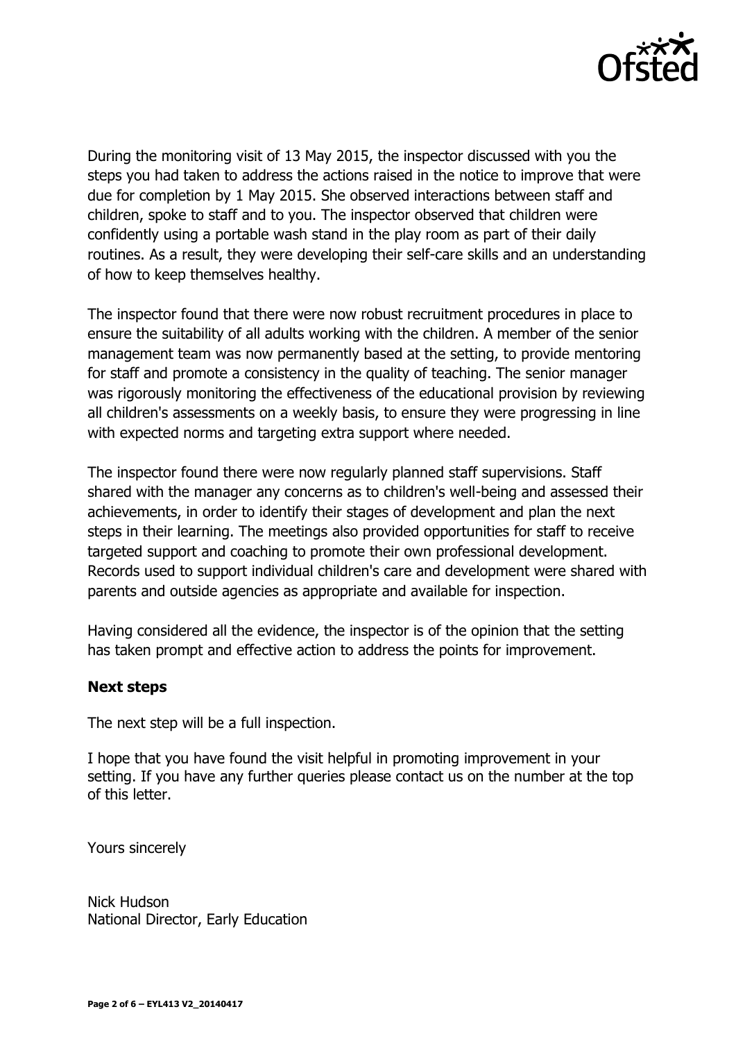During the monitoring visit of 13 May 2015, the inspector discussed with you the steps you had taken to address the actions raised in the notice to improve that were due for completion by 1 May 2015. She observed interactions between staff and children, spoke to staff and to you. The inspector observed that children were confidently using a portable wash stand in the play room as part of their daily routines. As a result, they were developing their self-care skills and an understanding of how to keep themselves healthy.

The inspector found that there were now robust recruitment procedures in place to ensure the suitability of all adults working with the children. A member of the senior management team was now permanently based at the setting, to provide mentoring for staff and promote a consistency in the quality of teaching. The senior manager was rigorously monitoring the effectiveness of the educational provision by reviewing all children's assessments on a weekly basis, to ensure they were progressing in line with expected norms and targeting extra support where needed.

The inspector found there were now regularly planned staff supervisions. Staff shared with the manager any concerns as to children's well-being and assessed their achievements, in order to identify their stages of development and plan the next steps in their learning. The meetings also provided opportunities for staff to receive targeted support and coaching to promote their own professional development. Records used to support individual children's care and development were shared with parents and outside agencies as appropriate and available for inspection.

Having considered all the evidence, the inspector is of the opinion that the setting has taken prompt and effective action to address the points for improvement.

**Next steps**

The next step will be a full inspection.

I hope that you have found the visit helpful in promoting improvement in your setting. If you have any further queries please contact us on the number at the top of this letter.

Yours sincerely

Nick Hudson
National Director, Early Education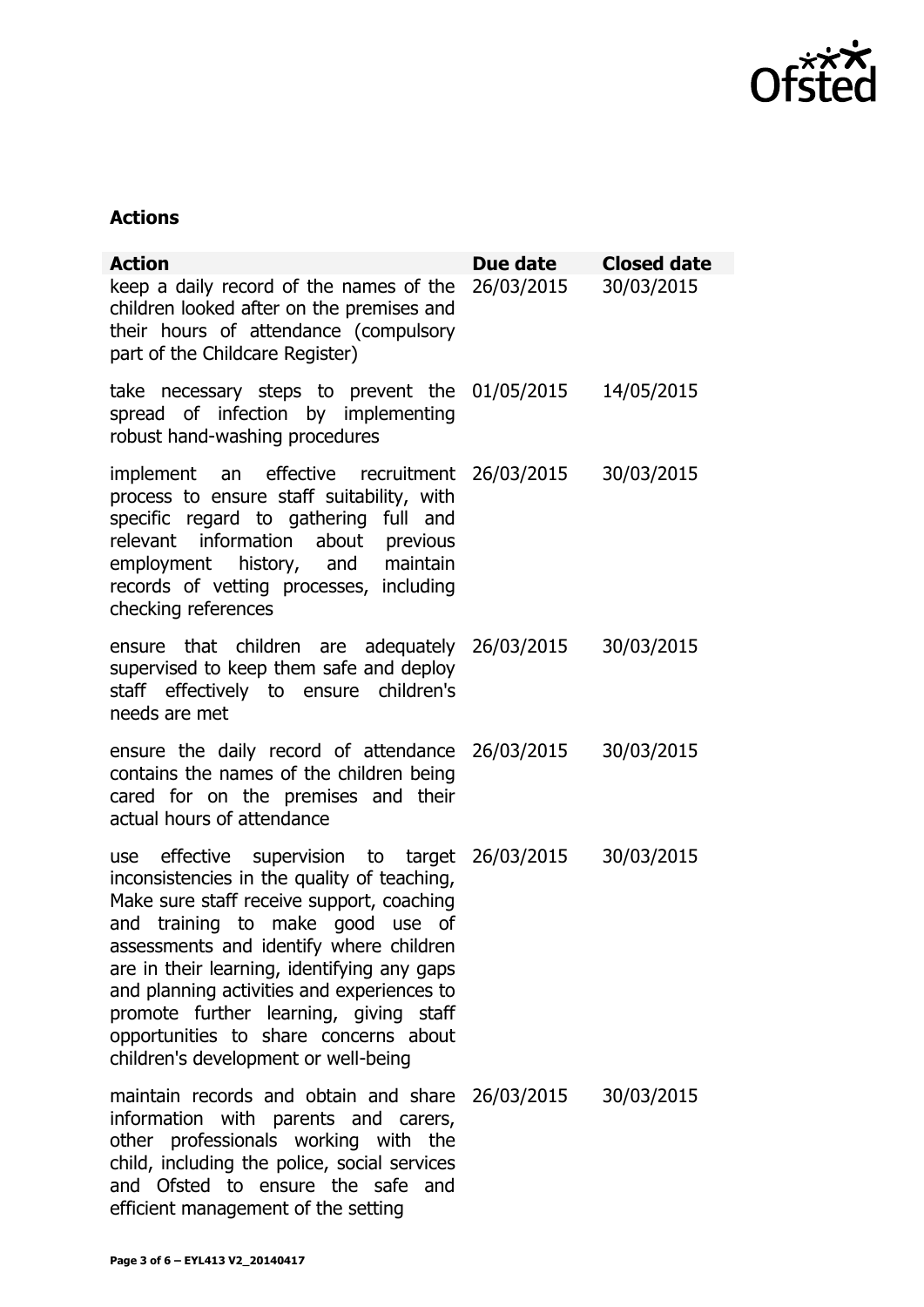## Actions

| Action | Due date | Closed date |
| --- | --- | --- |
| keep a daily record of the names of the children looked after on the premises and their hours of attendance (compulsory part of the Childcare Register) | 26/03/2015 | 30/03/2015 |
| take necessary steps to prevent the spread of infection by implementing robust hand-washing procedures | 01/05/2015 | 14/05/2015 |
| implement an effective recruitment process to ensure staff suitability, with specific regard to gathering full and relevant information about previous employment history, and maintain records of vetting processes, including checking references | 26/03/2015 | 30/03/2015 |
| ensure that children are adequately supervised to keep them safe and deploy staff effectively to ensure children's needs are met | 26/03/2015 | 30/03/2015 |
| ensure the daily record of attendance contains the names of the children being cared for on the premises and their actual hours of attendance | 26/03/2015 | 30/03/2015 |
| use effective supervision to target inconsistencies in the quality of teaching, Make sure staff receive support, coaching and training to make good use of assessments and identify where children are in their learning, identifying any gaps and planning activities and experiences to promote further learning, giving staff opportunities to share concerns about children's development or well-being | 26/03/2015 | 30/03/2015 |
| maintain records and obtain and share information with parents and carers, other professionals working with the child, including the police, social services and Ofsted to ensure the safe and efficient management of the setting | 26/03/2015 | 30/03/2015 |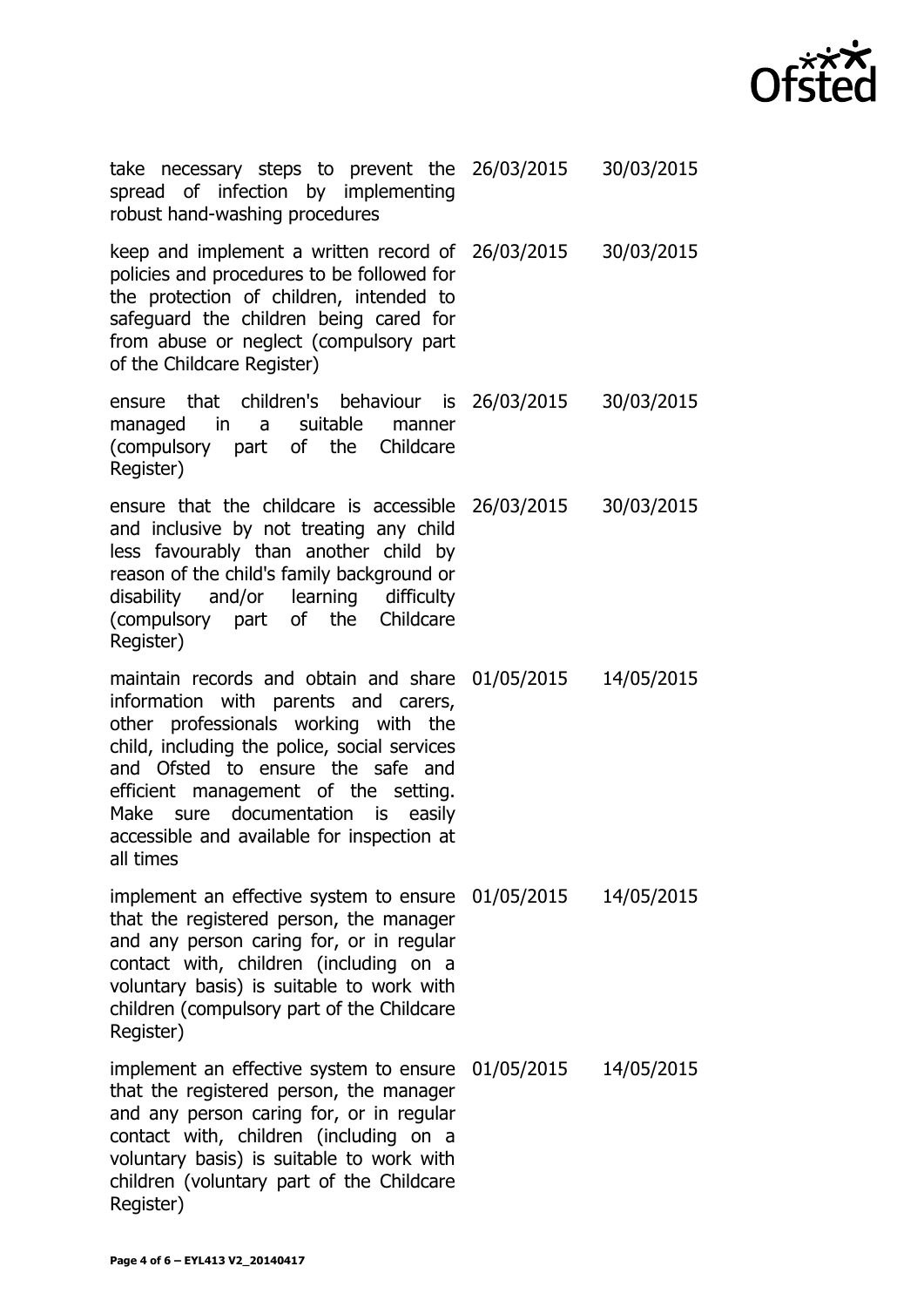| | | |
|---|---|---|
| take necessary steps to prevent the spread of infection by implementing robust hand-washing procedures | 26/03/2015 | 30/03/2015 |
| keep and implement a written record of policies and procedures to be followed for the protection of children, intended to safeguard the children being cared for from abuse or neglect (compulsory part of the Childcare Register) | 26/03/2015 | 30/03/2015 |
| ensure that children's behaviour is managed in a suitable manner (compulsory part of the Childcare Register) | 26/03/2015 | 30/03/2015 |
| ensure that the childcare is accessible and inclusive by not treating any child less favourably than another child by reason of the child's family background or disability and/or learning difficulty (compulsory part of the Childcare Register) | 26/03/2015 | 30/03/2015 |
| maintain records and obtain and share information with parents and carers, other professionals working with the child, including the police, social services and Ofsted to ensure the safe and efficient management of the setting. Make sure documentation is easily accessible and available for inspection at all times | 01/05/2015 | 14/05/2015 |
| implement an effective system to ensure that the registered person, the manager and any person caring for, or in regular contact with, children (including on a voluntary basis) is suitable to work with children (compulsory part of the Childcare Register) | 01/05/2015 | 14/05/2015 |
| implement an effective system to ensure that the registered person, the manager and any person caring for, or in regular contact with, children (including on a voluntary basis) is suitable to work with children (voluntary part of the Childcare Register) | 01/05/2015 | 14/05/2015 |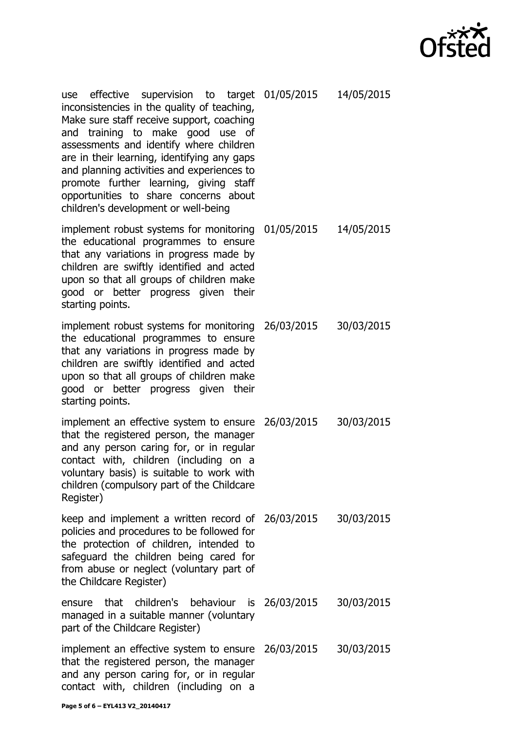| | | |
|---|---|---|
| use effective supervision to target inconsistencies in the quality of teaching, Make sure staff receive support, coaching and training to make good use of assessments and identify where children are in their learning, identifying any gaps and planning activities and experiences to promote further learning, giving staff opportunities to share concerns about children's development or well-being | 01/05/2015 | 14/05/2015 |
| implement robust systems for monitoring the educational programmes to ensure that any variations in progress made by children are swiftly identified and acted upon so that all groups of children make good or better progress given their starting points. | 01/05/2015 | 14/05/2015 |
| implement robust systems for monitoring the educational programmes to ensure that any variations in progress made by children are swiftly identified and acted upon so that all groups of children make good or better progress given their starting points. | 26/03/2015 | 30/03/2015 |
| implement an effective system to ensure that the registered person, the manager and any person caring for, or in regular contact with, children (including on a voluntary basis) is suitable to work with children (compulsory part of the Childcare Register) | 26/03/2015 | 30/03/2015 |
| keep and implement a written record of policies and procedures to be followed for the protection of children, intended to safeguard the children being cared for from abuse or neglect (voluntary part of the Childcare Register) | 26/03/2015 | 30/03/2015 |
| ensure that children's behaviour is managed in a suitable manner (voluntary part of the Childcare Register) | 26/03/2015 | 30/03/2015 |
| implement an effective system to ensure that the registered person, the manager and any person caring for, or in regular contact with, children (including on a | 26/03/2015 | 30/03/2015 |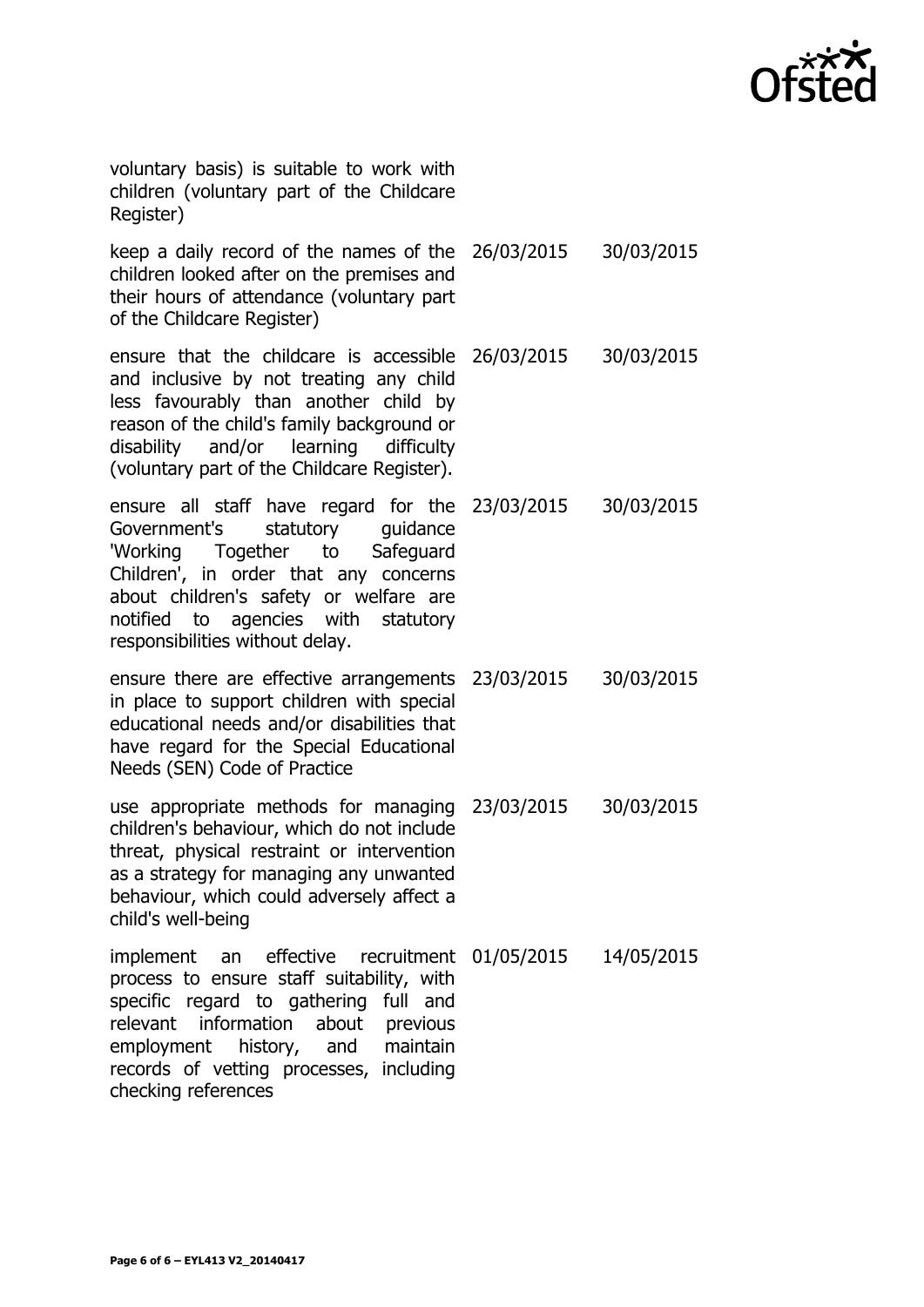| | | |
|---|---|---|
| voluntary basis) is suitable to work with children (voluntary part of the Childcare Register) | | |
| keep a daily record of the names of the children looked after on the premises and their hours of attendance (voluntary part of the Childcare Register) | 26/03/2015 | 30/03/2015 |
| ensure that the childcare is accessible and inclusive by not treating any child less favourably than another child by reason of the child's family background or disability and/or learning difficulty (voluntary part of the Childcare Register). | 26/03/2015 | 30/03/2015 |
| ensure all staff have regard for the Government's statutory guidance 'Working Together to Safeguard Children', in order that any concerns about children's safety or welfare are notified to agencies with statutory responsibilities without delay. | 23/03/2015 | 30/03/2015 |
| ensure there are effective arrangements in place to support children with special educational needs and/or disabilities that have regard for the Special Educational Needs (SEN) Code of Practice | 23/03/2015 | 30/03/2015 |
| use appropriate methods for managing children's behaviour, which do not include threat, physical restraint or intervention as a strategy for managing any unwanted behaviour, which could adversely affect a child's well-being | 23/03/2015 | 30/03/2015 |
| implement an effective recruitment process to ensure staff suitability, with specific regard to gathering full and relevant information about previous employment history, and maintain records of vetting processes, including checking references | 01/05/2015 | 14/05/2015 |